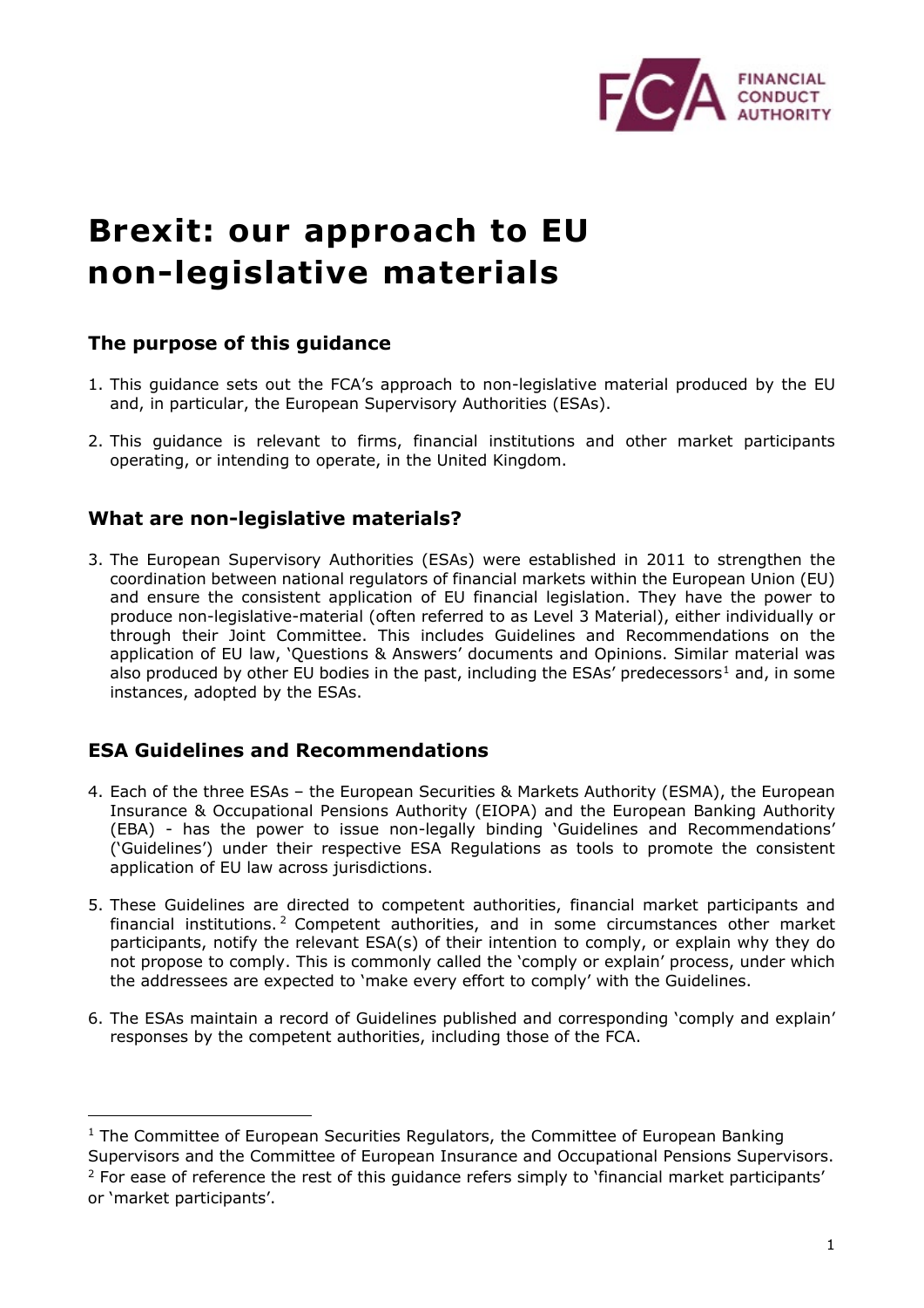# Brexit: our approach to EU non-legislative materials

## The purpose of this guidance

1. This guidance sets out the FCA's approach to non-legislative material produced by the EU and, in particular, the European Supervisory Authorities (ESAs).

2. This guidance is relevant to firms, financial institutions and other market participants operating, or intending to operate, in the United Kingdom.

## What are non-legislative materials?

3. The European Supervisory Authorities (ESAs) were established in 2011 to strengthen the coordination between national regulators of financial markets within the European Union (EU) and ensure the consistent application of EU financial legislation. They have the power to produce non-legislative-material (often referred to as Level 3 Material), either individually or through their Joint Committee. This includes Guidelines and Recommendations on the application of EU law, 'Questions & Answers' documents and Opinions. Similar material was also produced by other EU bodies in the past, including the ESAs' predecessors[1] and, in some instances, adopted by the ESAs.

## ESA Guidelines and Recommendations

4. Each of the three ESAs – the European Securities & Markets Authority (ESMA), the European Insurance & Occupational Pensions Authority (EIOPA) and the European Banking Authority (EBA) - has the power to issue non-legally binding 'Guidelines and Recommendations' ('Guidelines') under their respective ESA Regulations as tools to promote the consistent application of EU law across jurisdictions.

5. These Guidelines are directed to competent authorities, financial market participants and financial institutions.[2] Competent authorities, and in some circumstances other market participants, notify the relevant ESA(s) of their intention to comply, or explain why they do not propose to comply. This is commonly called the 'comply or explain' process, under which the addressees are expected to 'make every effort to comply' with the Guidelines.

6. The ESAs maintain a record of Guidelines published and corresponding 'comply and explain' responses by the competent authorities, including those of the FCA.

---

[1] The Committee of European Securities Regulators, the Committee of European Banking Supervisors and the Committee of European Insurance and Occupational Pensions Supervisors.

[2] For ease of reference the rest of this guidance refers simply to 'financial market participants' or 'market participants'.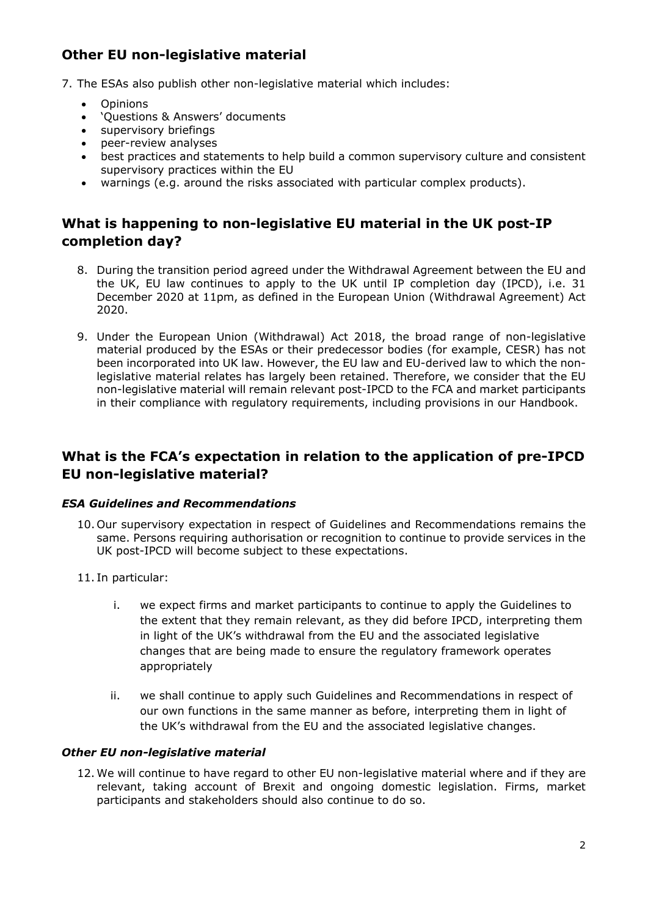## Other EU non-legislative material

7. The ESAs also publish other non-legislative material which includes:

- Opinions
- 'Questions & Answers' documents
- supervisory briefings
- peer-review analyses
- best practices and statements to help build a common supervisory culture and consistent supervisory practices within the EU
- warnings (e.g. around the risks associated with particular complex products).

## What is happening to non-legislative EU material in the UK post-IP completion day?

8. During the transition period agreed under the Withdrawal Agreement between the EU and the UK, EU law continues to apply to the UK until IP completion day (IPCD), i.e. 31 December 2020 at 11pm, as defined in the European Union (Withdrawal Agreement) Act 2020.

9. Under the European Union (Withdrawal) Act 2018, the broad range of non-legislative material produced by the ESAs or their predecessor bodies (for example, CESR) has not been incorporated into UK law. However, the EU law and EU-derived law to which the non-legislative material relates has largely been retained. Therefore, we consider that the EU non-legislative material will remain relevant post-IPCD to the FCA and market participants in their compliance with regulatory requirements, including provisions in our Handbook.

## What is the FCA's expectation in relation to the application of pre-IPCD EU non-legislative material?

### *ESA Guidelines and Recommendations*

10. Our supervisory expectation in respect of Guidelines and Recommendations remains the same. Persons requiring authorisation or recognition to continue to provide services in the UK post-IPCD will become subject to these expectations.

11. In particular:

    i. we expect firms and market participants to continue to apply the Guidelines to the extent that they remain relevant, as they did before IPCD, interpreting them in light of the UK's withdrawal from the EU and the associated legislative changes that are being made to ensure the regulatory framework operates appropriately

    ii. we shall continue to apply such Guidelines and Recommendations in respect of our own functions in the same manner as before, interpreting them in light of the UK's withdrawal from the EU and the associated legislative changes.

### *Other EU non-legislative material*

12. We will continue to have regard to other EU non-legislative material where and if they are relevant, taking account of Brexit and ongoing domestic legislation. Firms, market participants and stakeholders should also continue to do so.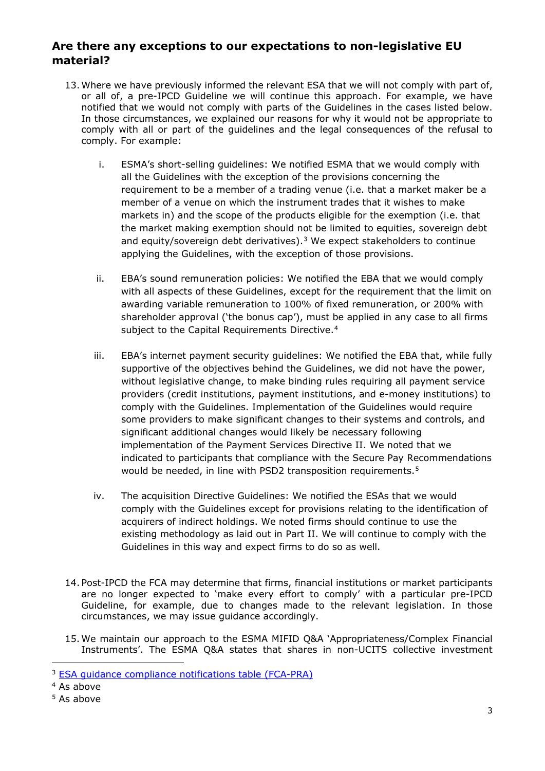## Are there any exceptions to our expectations to non-legislative EU material?

13. Where we have previously informed the relevant ESA that we will not comply with part of, or all of, a pre-IPCD Guideline we will continue this approach. For example, we have notified that we would not comply with parts of the Guidelines in the cases listed below. In those circumstances, we explained our reasons for why it would not be appropriate to comply with all or part of the guidelines and the legal consequences of the refusal to comply. For example:

    i. ESMA's short-selling guidelines: We notified ESMA that we would comply with all the Guidelines with the exception of the provisions concerning the requirement to be a member of a trading venue (i.e. that a market maker be a member of a venue on which the instrument trades that it wishes to make markets in) and the scope of the products eligible for the exemption (i.e. that the market making exemption should not be limited to equities, sovereign debt and equity/sovereign debt derivatives).[3] We expect stakeholders to continue applying the Guidelines, with the exception of those provisions.

    ii. EBA's sound remuneration policies: We notified the EBA that we would comply with all aspects of these Guidelines, except for the requirement that the limit on awarding variable remuneration to 100% of fixed remuneration, or 200% with shareholder approval ('the bonus cap'), must be applied in any case to all firms subject to the Capital Requirements Directive.[4]

    iii. EBA's internet payment security guidelines: We notified the EBA that, while fully supportive of the objectives behind the Guidelines, we did not have the power, without legislative change, to make binding rules requiring all payment service providers (credit institutions, payment institutions, and e-money institutions) to comply with the Guidelines. Implementation of the Guidelines would require some providers to make significant changes to their systems and controls, and significant additional changes would likely be necessary following implementation of the Payment Services Directive II. We noted that we indicated to participants that compliance with the Secure Pay Recommendations would be needed, in line with PSD2 transposition requirements.[5]

    iv. The acquisition Directive Guidelines: We notified the ESAs that we would comply with the Guidelines except for provisions relating to the identification of acquirers of indirect holdings. We noted firms should continue to use the existing methodology as laid out in Part II. We will continue to comply with the Guidelines in this way and expect firms to do so as well.

14. Post-IPCD the FCA may determine that firms, financial institutions or market participants are no longer expected to 'make every effort to comply' with a particular pre-IPCD Guideline, for example, due to changes made to the relevant legislation. In those circumstances, we may issue guidance accordingly.

15. We maintain our approach to the ESMA MIFID Q&A 'Appropriateness/Complex Financial Instruments'. The ESMA Q&A states that shares in non-UCITS collective investment

---

[3] ESA guidance compliance notifications table (FCA-PRA)

[4] As above

[5] As above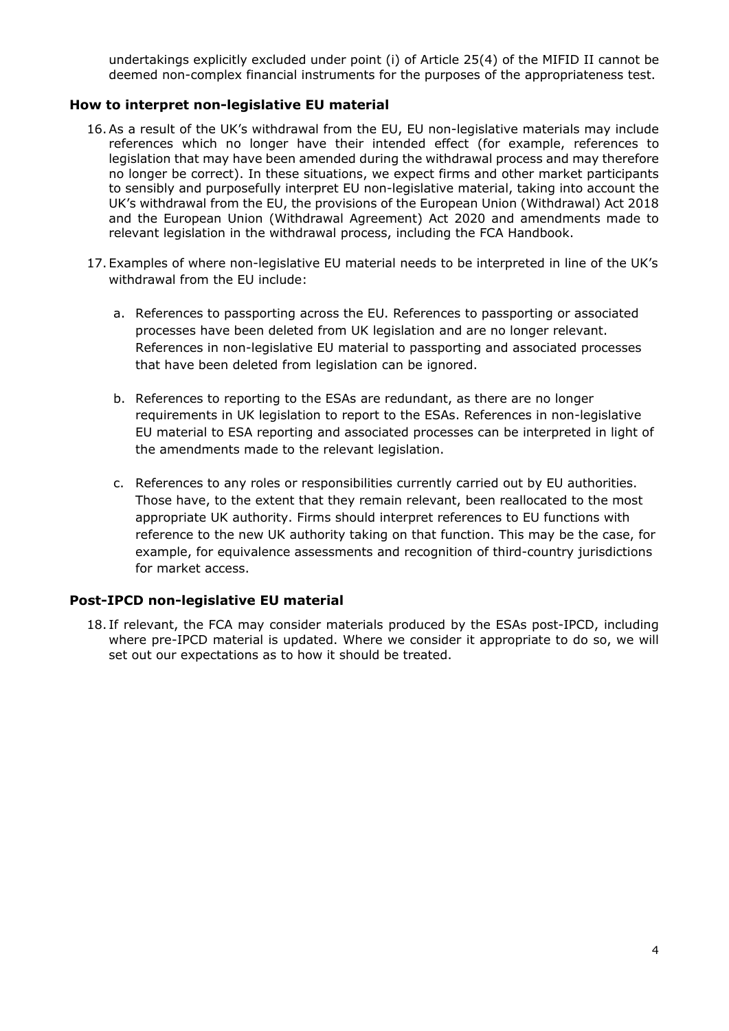undertakings explicitly excluded under point (i) of Article 25(4) of the MIFID II cannot be deemed non-complex financial instruments for the purposes of the appropriateness test.

## How to interpret non-legislative EU material

16. As a result of the UK's withdrawal from the EU, EU non-legislative materials may include references which no longer have their intended effect (for example, references to legislation that may have been amended during the withdrawal process and may therefore no longer be correct). In these situations, we expect firms and other market participants to sensibly and purposefully interpret EU non-legislative material, taking into account the UK's withdrawal from the EU, the provisions of the European Union (Withdrawal) Act 2018 and the European Union (Withdrawal Agreement) Act 2020 and amendments made to relevant legislation in the withdrawal process, including the FCA Handbook.

17. Examples of where non-legislative EU material needs to be interpreted in line of the UK's withdrawal from the EU include:

    a. References to passporting across the EU. References to passporting or associated processes have been deleted from UK legislation and are no longer relevant. References in non-legislative EU material to passporting and associated processes that have been deleted from legislation can be ignored.

    b. References to reporting to the ESAs are redundant, as there are no longer requirements in UK legislation to report to the ESAs. References in non-legislative EU material to ESA reporting and associated processes can be interpreted in light of the amendments made to the relevant legislation.

    c. References to any roles or responsibilities currently carried out by EU authorities. Those have, to the extent that they remain relevant, been reallocated to the most appropriate UK authority. Firms should interpret references to EU functions with reference to the new UK authority taking on that function. This may be the case, for example, for equivalence assessments and recognition of third-country jurisdictions for market access.

## Post-IPCD non-legislative EU material

18. If relevant, the FCA may consider materials produced by the ESAs post-IPCD, including where pre-IPCD material is updated. Where we consider it appropriate to do so, we will set out our expectations as to how it should be treated.